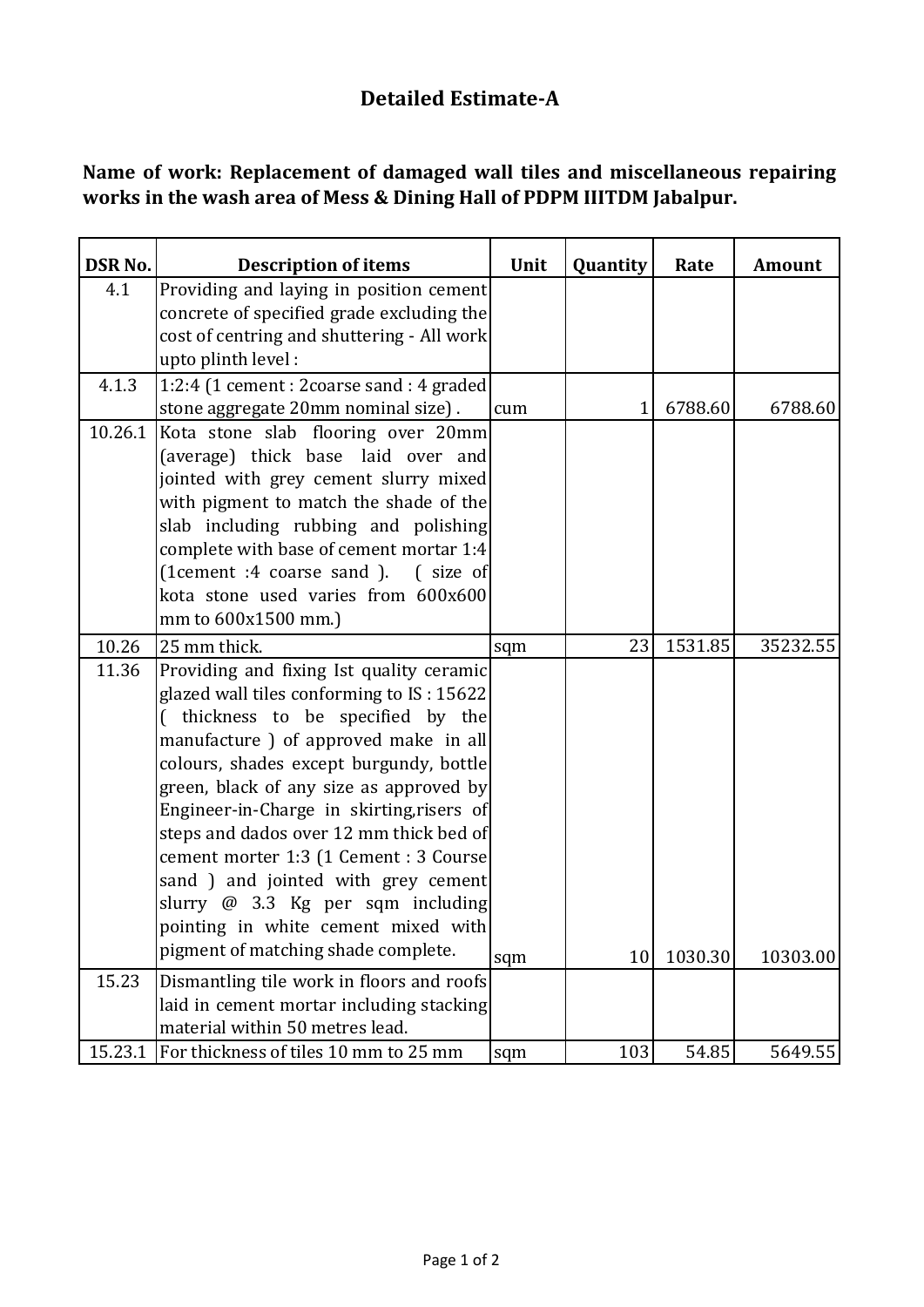# Detailed Estimate-A

**Name of work: Replacement of damaged wall tiles and miscellaneous repairing works in the wash area of Mess & Dining Hall of PDPM IIITDM Jabalpur.**

| DSR No. | Description of items | Unit | Quantity | Rate | Amount |
|---|---|---|---|---|---|
| 4.1 | Providing and laying in position cement concrete of specified grade excluding the cost of centring and shuttering - All work upto plinth level : | | | | |
| 4.1.3 | 1:2:4 (1 cement : 2coarse sand : 4 graded stone aggregate 20mm nominal size) . | cum | 1 | 6788.60 | 6788.60 |
| 10.26.1 | Kota stone slab flooring over 20mm (average) thick base laid over and jointed with grey cement slurry mixed with pigment to match the shade of the slab including rubbing and polishing complete with base of cement mortar 1:4 (1cement :4 coarse sand ). ( size of kota stone used varies from 600x600 mm to 600x1500 mm.) | | | | |
| 10.26 | 25 mm thick. | sqm | 23 | 1531.85 | 35232.55 |
| 11.36 | Providing and fixing Ist quality ceramic glazed wall tiles conforming to IS : 15622 ( thickness to be specified by the manufacture ) of approved make in all colours, shades except burgundy, bottle green, black of any size as approved by Engineer-in-Charge in skirting,risers of steps and dados over 12 mm thick bed of cement morter 1:3 (1 Cement : 3 Course sand ) and jointed with grey cement slurry @ 3.3 Kg per sqm including pointing in white cement mixed with pigment of matching shade complete. | sqm | 10 | 1030.30 | 10303.00 |
| 15.23 | Dismantling tile work in floors and roofs laid in cement mortar including stacking material within 50 metres lead. | | | | |
| 15.23.1 | For thickness of tiles 10 mm to 25 mm | sqm | 103 | 54.85 | 5649.55 |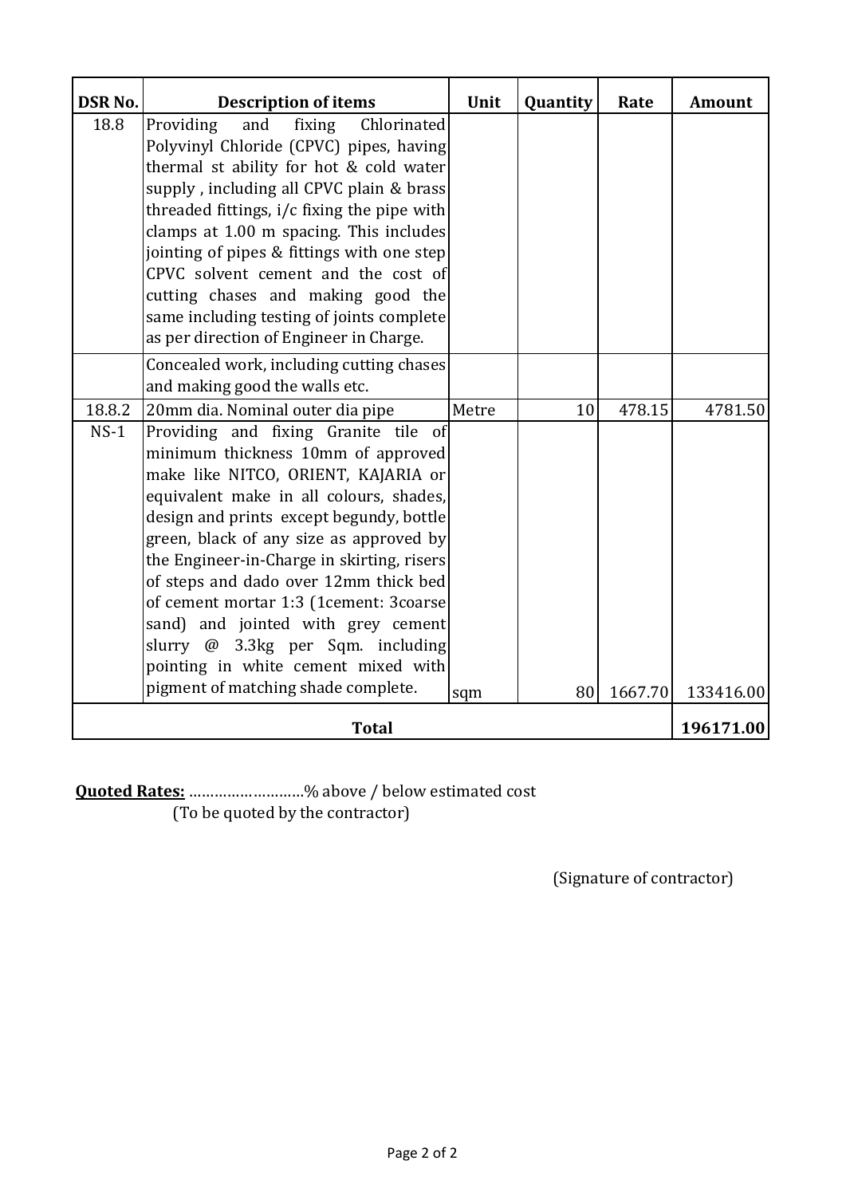| DSR No. | Description of items | Unit | Quantity | Rate | Amount |
|---|---|---|---|---|---|
| 18.8 | Providing and fixing Chlorinated Polyvinyl Chloride (CPVC) pipes, having thermal st ability for hot & cold water supply , including all CPVC plain & brass threaded fittings, i/c fixing the pipe with clamps at 1.00 m spacing. This includes jointing of pipes & fittings with one step CPVC solvent cement and the cost of cutting chases and making good the same including testing of joints complete as per direction of Engineer in Charge. | | | | |
| | Concealed work, including cutting chases and making good the walls etc. | | | | |
| 18.8.2 | 20mm dia. Nominal outer dia pipe | Metre | 10 | 478.15 | 4781.50 |
| NS-1 | Providing and fixing Granite tile of minimum thickness 10mm of approved make like NITCO, ORIENT, KAJARIA or equivalent make in all colours, shades, design and prints except begundy, bottle green, black of any size as approved by the Engineer-in-Charge in skirting, risers of steps and dado over 12mm thick bed of cement mortar 1:3 (1cement: 3coarse sand) and jointed with grey cement slurry @ 3.3kg per Sqm. including pointing in white cement mixed with pigment of matching shade complete. | sqm | 80 | 1667.70 | 133416.00 |
| | **Total** | | | | **196171.00** |

**Quoted Rates:** ………………………% above / below estimated cost
(To be quoted by the contractor)

(Signature of contractor)